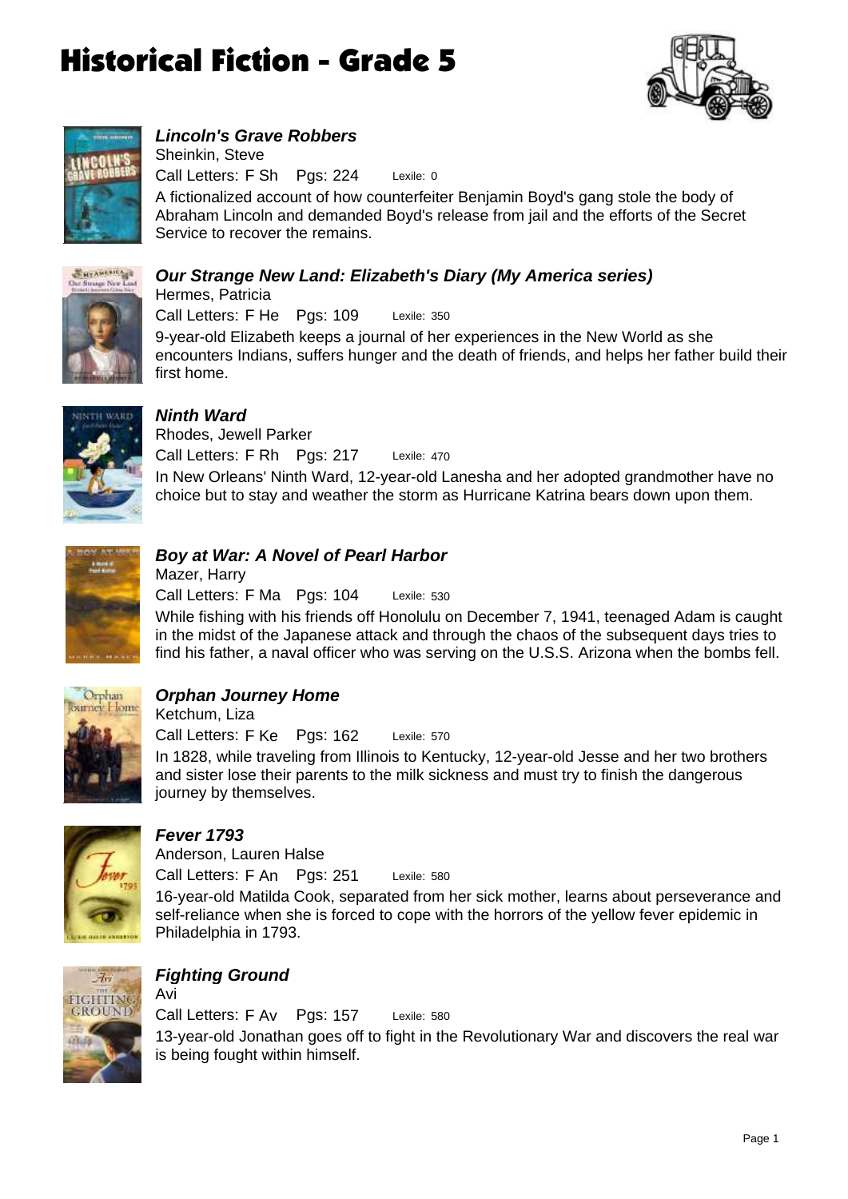# Historical Fiction - Grade 5

### *Lincoln's Grave Robbers*

Sheinkin, Steve

Call Letters: F Sh Pgs: 224 Lexile: 0

A fictionalized account of how counterfeiter Benjamin Boyd's gang stole the body of Abraham Lincoln and demanded Boyd's release from jail and the efforts of the Secret Service to recover the remains.

### *Our Strange New Land: Elizabeth's Diary (My America series)*

Hermes, Patricia

Call Letters: F He Pgs: 109 Lexile: 350

9-year-old Elizabeth keeps a journal of her experiences in the New World as she encounters Indians, suffers hunger and the death of friends, and helps her father build their first home.

### *Ninth Ward*

Rhodes, Jewell Parker

Call Letters: F Rh Pgs: 217 Lexile: 470

In New Orleans' Ninth Ward, 12-year-old Lanesha and her adopted grandmother have no choice but to stay and weather the storm as Hurricane Katrina bears down upon them.

### *Boy at War: A Novel of Pearl Harbor*

Mazer, Harry

Call Letters: F Ma Pgs: 104 Lexile: 530

While fishing with his friends off Honolulu on December 7, 1941, teenaged Adam is caught in the midst of the Japanese attack and through the chaos of the subsequent days tries to find his father, a naval officer who was serving on the U.S.S. Arizona when the bombs fell.

### *Orphan Journey Home*

Ketchum, Liza

Call Letters: F Ke Pgs: 162 Lexile: 570

In 1828, while traveling from Illinois to Kentucky, 12-year-old Jesse and her two brothers and sister lose their parents to the milk sickness and must try to finish the dangerous journey by themselves.

### *Fever 1793*

Anderson, Lauren Halse

Call Letters: F An Pgs: 251 Lexile: 580

16-year-old Matilda Cook, separated from her sick mother, learns about perseverance and self-reliance when she is forced to cope with the horrors of the yellow fever epidemic in Philadelphia in 1793.

### *Fighting Ground*

Avi

Call Letters: F Av Pgs: 157 Lexile: 580

13-year-old Jonathan goes off to fight in the Revolutionary War and discovers the real war is being fought within himself.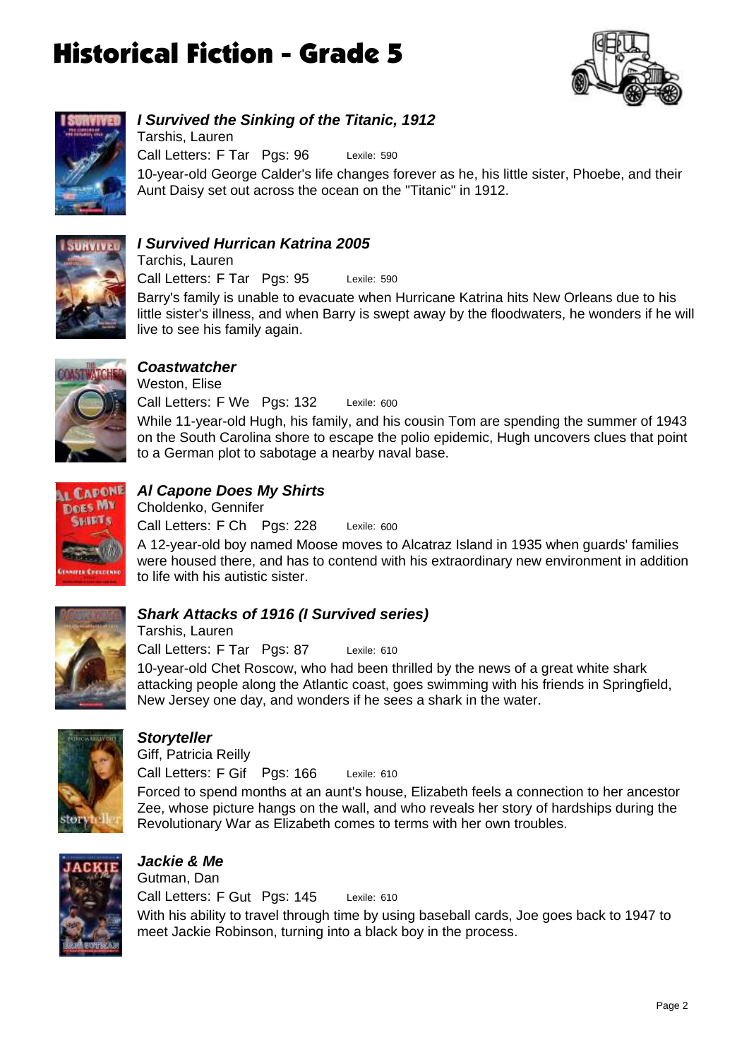# Historical Fiction - Grade 5

### *I Survived the Sinking of the Titanic, 1912*
Tarshis, Lauren
Call Letters: F Tar Pgs: 96 Lexile: 590
10-year-old George Calder's life changes forever as he, his little sister, Phoebe, and their Aunt Daisy set out across the ocean on the "Titanic" in 1912.

### *I Survived Hurrican Katrina 2005*
Tarchis, Lauren
Call Letters: F Tar Pgs: 95 Lexile: 590
Barry's family is unable to evacuate when Hurricane Katrina hits New Orleans due to his little sister's illness, and when Barry is swept away by the floodwaters, he wonders if he will live to see his family again.

### *Coastwatcher*
Weston, Elise
Call Letters: F We Pgs: 132 Lexile: 600
While 11-year-old Hugh, his family, and his cousin Tom are spending the summer of 1943 on the South Carolina shore to escape the polio epidemic, Hugh uncovers clues that point to a German plot to sabotage a nearby naval base.

### *Al Capone Does My Shirts*
Choldenko, Gennifer
Call Letters: F Ch Pgs: 228 Lexile: 600
A 12-year-old boy named Moose moves to Alcatraz Island in 1935 when guards' families were housed there, and has to contend with his extraordinary new environment in addition to life with his autistic sister.

### *Shark Attacks of 1916 (I Survived series)*
Tarshis, Lauren
Call Letters: F Tar Pgs: 87 Lexile: 610
10-year-old Chet Roscow, who had been thrilled by the news of a great white shark attacking people along the Atlantic coast, goes swimming with his friends in Springfield, New Jersey one day, and wonders if he sees a shark in the water.

### *Storyteller*
Giff, Patricia Reilly
Call Letters: F Gif Pgs: 166 Lexile: 610
Forced to spend months at an aunt's house, Elizabeth feels a connection to her ancestor Zee, whose picture hangs on the wall, and who reveals her story of hardships during the Revolutionary War as Elizabeth comes to terms with her own troubles.

### *Jackie & Me*
Gutman, Dan
Call Letters: F Gut Pgs: 145 Lexile: 610
With his ability to travel through time by using baseball cards, Joe goes back to 1947 to meet Jackie Robinson, turning into a black boy in the process.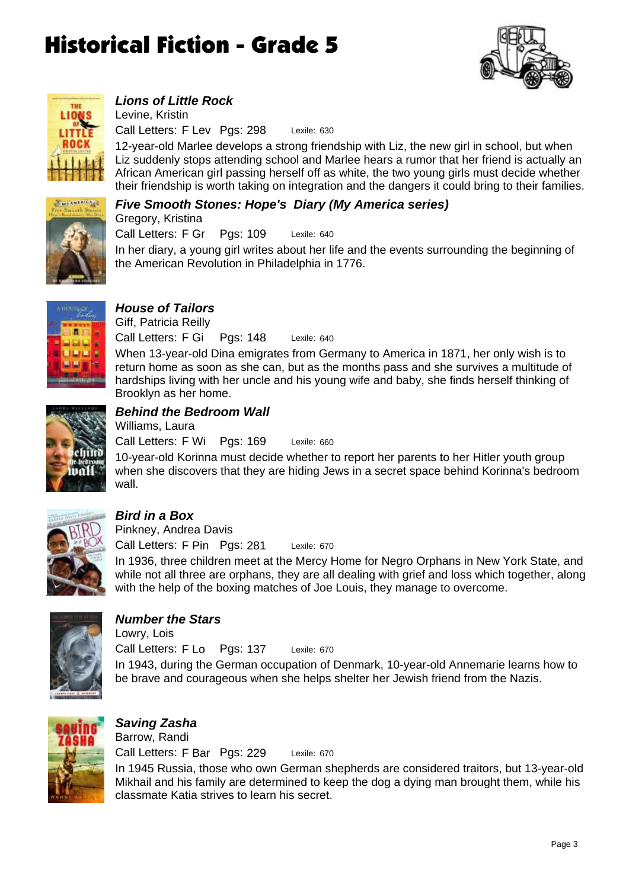# Historical Fiction - Grade 5

### *Lions of Little Rock*

Levine, Kristin

Call Letters: F Lev  Pgs: 298  Lexile: 630

12-year-old Marlee develops a strong friendship with Liz, the new girl in school, but when Liz suddenly stops attending school and Marlee hears a rumor that her friend is actually an African American girl passing herself off as white, the two young girls must decide whether their friendship is worth taking on integration and the dangers it could bring to their families.

### *Five Smooth Stones: Hope's Diary (My America series)*

Gregory, Kristina

Call Letters: F Gr  Pgs: 109  Lexile: 640

In her diary, a young girl writes about her life and the events surrounding the beginning of the American Revolution in Philadelphia in 1776.

### *House of Tailors*

Giff, Patricia Reilly

Call Letters: F Gi  Pgs: 148  Lexile: 640

When 13-year-old Dina emigrates from Germany to America in 1871, her only wish is to return home as soon as she can, but as the months pass and she survives a multitude of hardships living with her uncle and his young wife and baby, she finds herself thinking of Brooklyn as her home.

### *Behind the Bedroom Wall*

Williams, Laura

Call Letters: F Wi  Pgs: 169  Lexile: 660

10-year-old Korinna must decide whether to report her parents to her Hitler youth group when she discovers that they are hiding Jews in a secret space behind Korinna's bedroom wall.

### *Bird in a Box*

Pinkney, Andrea Davis

Call Letters: F Pin  Pgs: 281  Lexile: 670

In 1936, three children meet at the Mercy Home for Negro Orphans in New York State, and while not all three are orphans, they are all dealing with grief and loss which together, along with the help of the boxing matches of Joe Louis, they manage to overcome.

### *Number the Stars*

Lowry, Lois

Call Letters: F Lo  Pgs: 137  Lexile: 670

In 1943, during the German occupation of Denmark, 10-year-old Annemarie learns how to be brave and courageous when she helps shelter her Jewish friend from the Nazis.

### *Saving Zasha*

Barrow, Randi

Call Letters: F Bar  Pgs: 229  Lexile: 670

In 1945 Russia, those who own German shepherds are considered traitors, but 13-year-old Mikhail and his family are determined to keep the dog a dying man brought them, while his classmate Katia strives to learn his secret.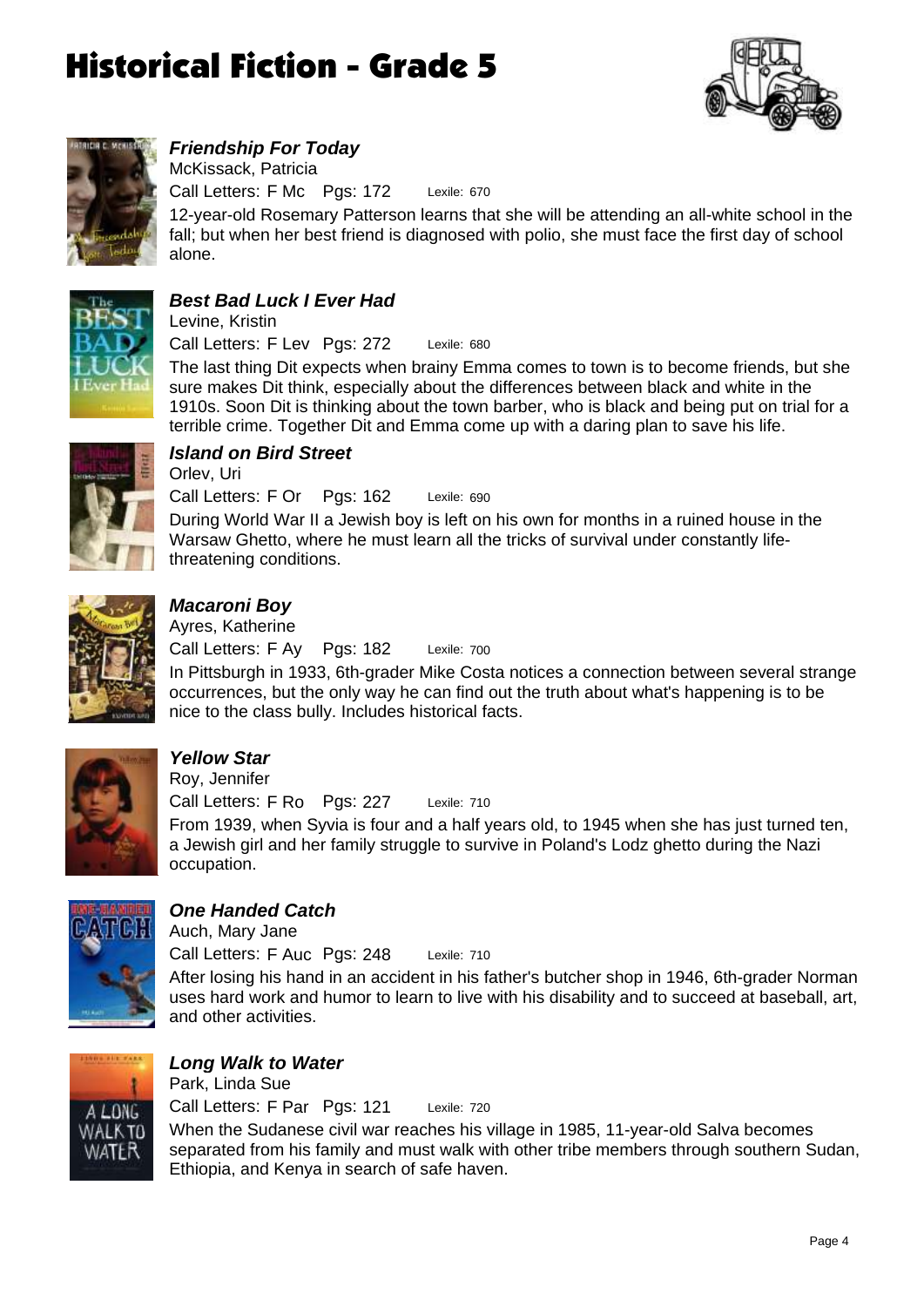# Historical Fiction - Grade 5

### *Friendship For Today*

McKissack, Patricia

Call Letters: F Mc  Pgs: 172  Lexile: 670

12-year-old Rosemary Patterson learns that she will be attending an all-white school in the fall; but when her best friend is diagnosed with polio, she must face the first day of school alone.

### *Best Bad Luck I Ever Had*

Levine, Kristin

Call Letters: F Lev  Pgs: 272  Lexile: 680

The last thing Dit expects when brainy Emma comes to town is to become friends, but she sure makes Dit think, especially about the differences between black and white in the 1910s. Soon Dit is thinking about the town barber, who is black and being put on trial for a terrible crime. Together Dit and Emma come up with a daring plan to save his life.

### *Island on Bird Street*

Orlev, Uri

Call Letters: F Or  Pgs: 162  Lexile: 690

During World War II a Jewish boy is left on his own for months in a ruined house in the Warsaw Ghetto, where he must learn all the tricks of survival under constantly life-threatening conditions.

### *Macaroni Boy*

Ayres, Katherine

Call Letters: F Ay  Pgs: 182  Lexile: 700

In Pittsburgh in 1933, 6th-grader Mike Costa notices a connection between several strange occurrences, but the only way he can find out the truth about what's happening is to be nice to the class bully. Includes historical facts.

### *Yellow Star*

Roy, Jennifer

Call Letters: F Ro  Pgs: 227  Lexile: 710

From 1939, when Syvia is four and a half years old, to 1945 when she has just turned ten, a Jewish girl and her family struggle to survive in Poland's Lodz ghetto during the Nazi occupation.

### *One Handed Catch*

Auch, Mary Jane

Call Letters: F Auc  Pgs: 248  Lexile: 710

After losing his hand in an accident in his father's butcher shop in 1946, 6th-grader Norman uses hard work and humor to learn to live with his disability and to succeed at baseball, art, and other activities.

### *Long Walk to Water*

Park, Linda Sue

Call Letters: F Par  Pgs: 121  Lexile: 720

When the Sudanese civil war reaches his village in 1985, 11-year-old Salva becomes separated from his family and must walk with other tribe members through southern Sudan, Ethiopia, and Kenya in search of safe haven.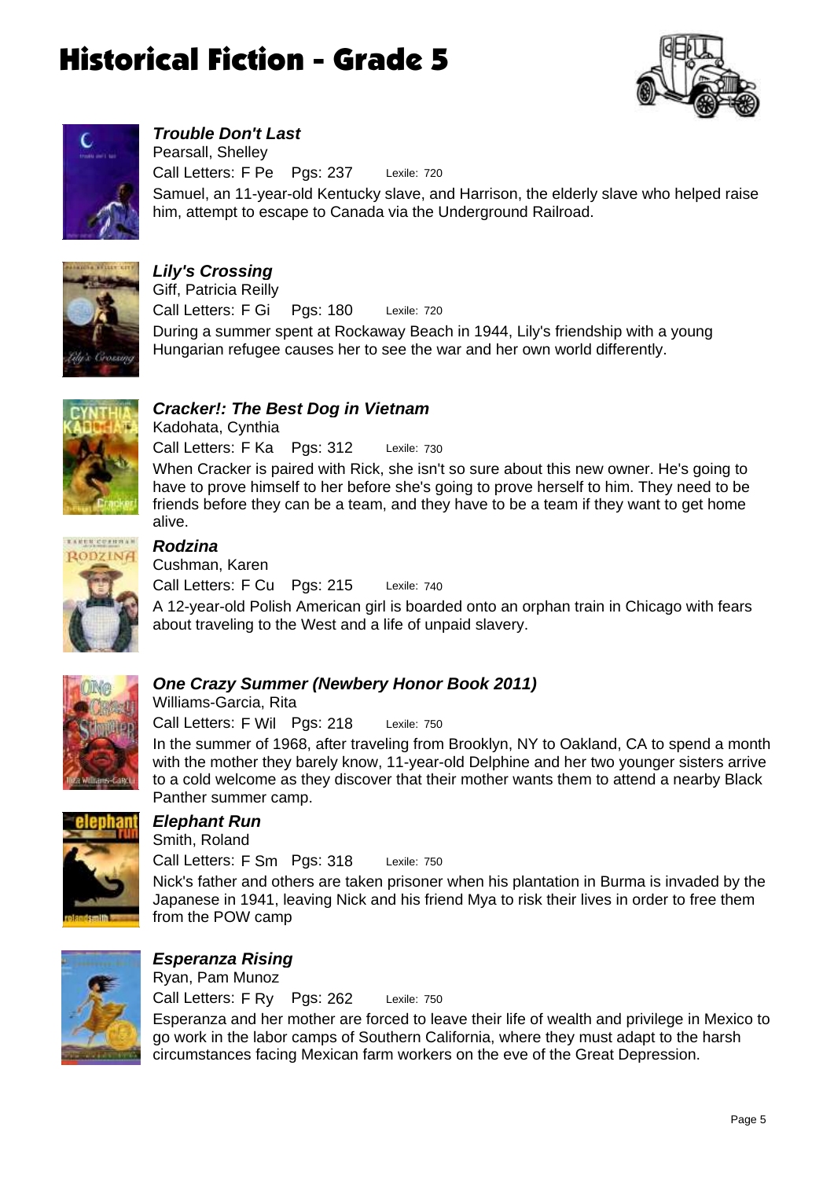# Historical Fiction - Grade 5

### *Trouble Don't Last*

Pearsall, Shelley

Call Letters: F Pe Pgs: 237 Lexile: 720

Samuel, an 11-year-old Kentucky slave, and Harrison, the elderly slave who helped raise him, attempt to escape to Canada via the Underground Railroad.

### *Lily's Crossing*

Giff, Patricia Reilly

Call Letters: F Gi Pgs: 180 Lexile: 720

During a summer spent at Rockaway Beach in 1944, Lily's friendship with a young Hungarian refugee causes her to see the war and her own world differently.

### *Cracker!: The Best Dog in Vietnam*

Kadohata, Cynthia

Call Letters: F Ka Pgs: 312 Lexile: 730

When Cracker is paired with Rick, she isn't so sure about this new owner. He's going to have to prove himself to her before she's going to prove herself to him. They need to be friends before they can be a team, and they have to be a team if they want to get home alive.

### *Rodzina*

Cushman, Karen

Call Letters: F Cu Pgs: 215 Lexile: 740

A 12-year-old Polish American girl is boarded onto an orphan train in Chicago with fears about traveling to the West and a life of unpaid slavery.

### *One Crazy Summer (Newbery Honor Book 2011)*

Williams-Garcia, Rita

Call Letters: F Wil Pgs: 218 Lexile: 750

In the summer of 1968, after traveling from Brooklyn, NY to Oakland, CA to spend a month with the mother they barely know, 11-year-old Delphine and her two younger sisters arrive to a cold welcome as they discover that their mother wants them to attend a nearby Black Panther summer camp.

### *Elephant Run*

Smith, Roland

Call Letters: F Sm Pgs: 318 Lexile: 750

Nick's father and others are taken prisoner when his plantation in Burma is invaded by the Japanese in 1941, leaving Nick and his friend Mya to risk their lives in order to free them from the POW camp

### *Esperanza Rising*

Ryan, Pam Munoz

Call Letters: F Ry Pgs: 262 Lexile: 750

Esperanza and her mother are forced to leave their life of wealth and privilege in Mexico to go work in the labor camps of Southern California, where they must adapt to the harsh circumstances facing Mexican farm workers on the eve of the Great Depression.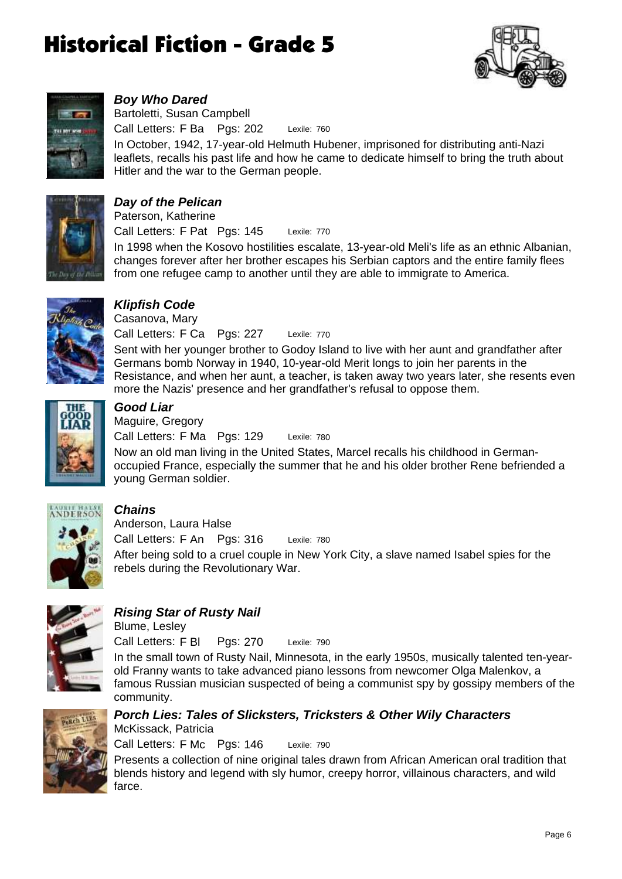# Historical Fiction - Grade 5

### *Boy Who Dared*

Bartoletti, Susan Campbell

Call Letters: F Ba   Pgs: 202   Lexile: 760

In October, 1942, 17-year-old Helmuth Hubener, imprisoned for distributing anti-Nazi leaflets, recalls his past life and how he came to dedicate himself to bring the truth about Hitler and the war to the German people.

### *Day of the Pelican*

Paterson, Katherine

Call Letters: F Pat   Pgs: 145   Lexile: 770

In 1998 when the Kosovo hostilities escalate, 13-year-old Meli's life as an ethnic Albanian, changes forever after her brother escapes his Serbian captors and the entire family flees from one refugee camp to another until they are able to immigrate to America.

### *Klipfish Code*

Casanova, Mary

Call Letters: F Ca   Pgs: 227   Lexile: 770

Sent with her younger brother to Godoy Island to live with her aunt and grandfather after Germans bomb Norway in 1940, 10-year-old Merit longs to join her parents in the Resistance, and when her aunt, a teacher, is taken away two years later, she resents even more the Nazis' presence and her grandfather's refusal to oppose them.

### *Good Liar*

Maguire, Gregory

Call Letters: F Ma   Pgs: 129   Lexile: 780

Now an old man living in the United States, Marcel recalls his childhood in German-occupied France, especially the summer that he and his older brother Rene befriended a young German soldier.

### *Chains*

Anderson, Laura Halse

Call Letters: F An   Pgs: 316   Lexile: 780

After being sold to a cruel couple in New York City, a slave named Isabel spies for the rebels during the Revolutionary War.

### *Rising Star of Rusty Nail*

Blume, Lesley

Call Letters: F Bl   Pgs: 270   Lexile: 790

In the small town of Rusty Nail, Minnesota, in the early 1950s, musically talented ten-year-old Franny wants to take advanced piano lessons from newcomer Olga Malenkov, a famous Russian musician suspected of being a communist spy by gossipy members of the community.

### *Porch Lies: Tales of Slicksters, Tricksters & Other Wily Characters*

McKissack, Patricia

Call Letters: F Mc   Pgs: 146   Lexile: 790

Presents a collection of nine original tales drawn from African American oral tradition that blends history and legend with sly humor, creepy horror, villainous characters, and wild farce.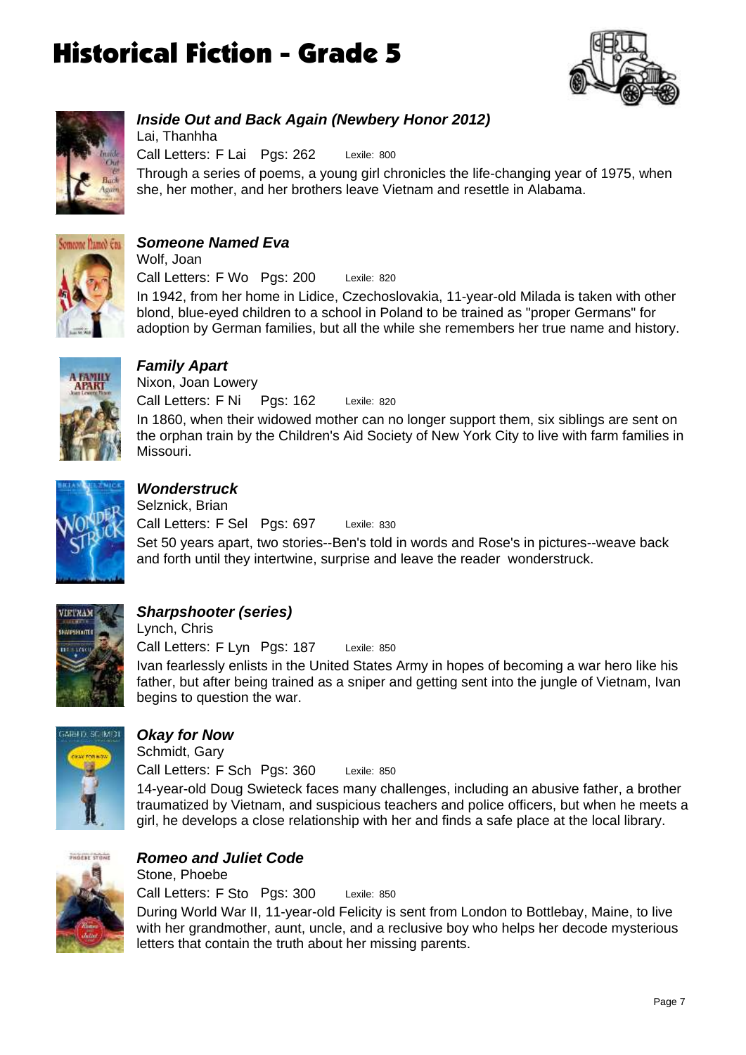# Historical Fiction - Grade 5

### *Inside Out and Back Again (Newbery Honor 2012)*

Lai, Thanhha

Call Letters: F Lai  Pgs: 262  Lexile: 800

Through a series of poems, a young girl chronicles the life-changing year of 1975, when she, her mother, and her brothers leave Vietnam and resettle in Alabama.

### *Someone Named Eva*

Wolf, Joan

Call Letters: F Wo  Pgs: 200  Lexile: 820

In 1942, from her home in Lidice, Czechoslovakia, 11-year-old Milada is taken with other blond, blue-eyed children to a school in Poland to be trained as "proper Germans" for adoption by German families, but all the while she remembers her true name and history.

### *Family Apart*

Nixon, Joan Lowery

Call Letters: F Ni  Pgs: 162  Lexile: 820

In 1860, when their widowed mother can no longer support them, six siblings are sent on the orphan train by the Children's Aid Society of New York City to live with farm families in Missouri.

### *Wonderstruck*

Selznick, Brian

Call Letters: F Sel  Pgs: 697  Lexile: 830

Set 50 years apart, two stories--Ben's told in words and Rose's in pictures--weave back and forth until they intertwine, surprise and leave the reader wonderstruck.

### *Sharpshooter (series)*

Lynch, Chris

Call Letters: F Lyn  Pgs: 187  Lexile: 850

Ivan fearlessly enlists in the United States Army in hopes of becoming a war hero like his father, but after being trained as a sniper and getting sent into the jungle of Vietnam, Ivan begins to question the war.

### *Okay for Now*

Schmidt, Gary

Call Letters: F Sch  Pgs: 360  Lexile: 850

14-year-old Doug Swieteck faces many challenges, including an abusive father, a brother traumatized by Vietnam, and suspicious teachers and police officers, but when he meets a girl, he develops a close relationship with her and finds a safe place at the local library.

### *Romeo and Juliet Code*

Stone, Phoebe

Call Letters: F Sto  Pgs: 300  Lexile: 850

During World War II, 11-year-old Felicity is sent from London to Bottlebay, Maine, to live with her grandmother, aunt, uncle, and a reclusive boy who helps her decode mysterious letters that contain the truth about her missing parents.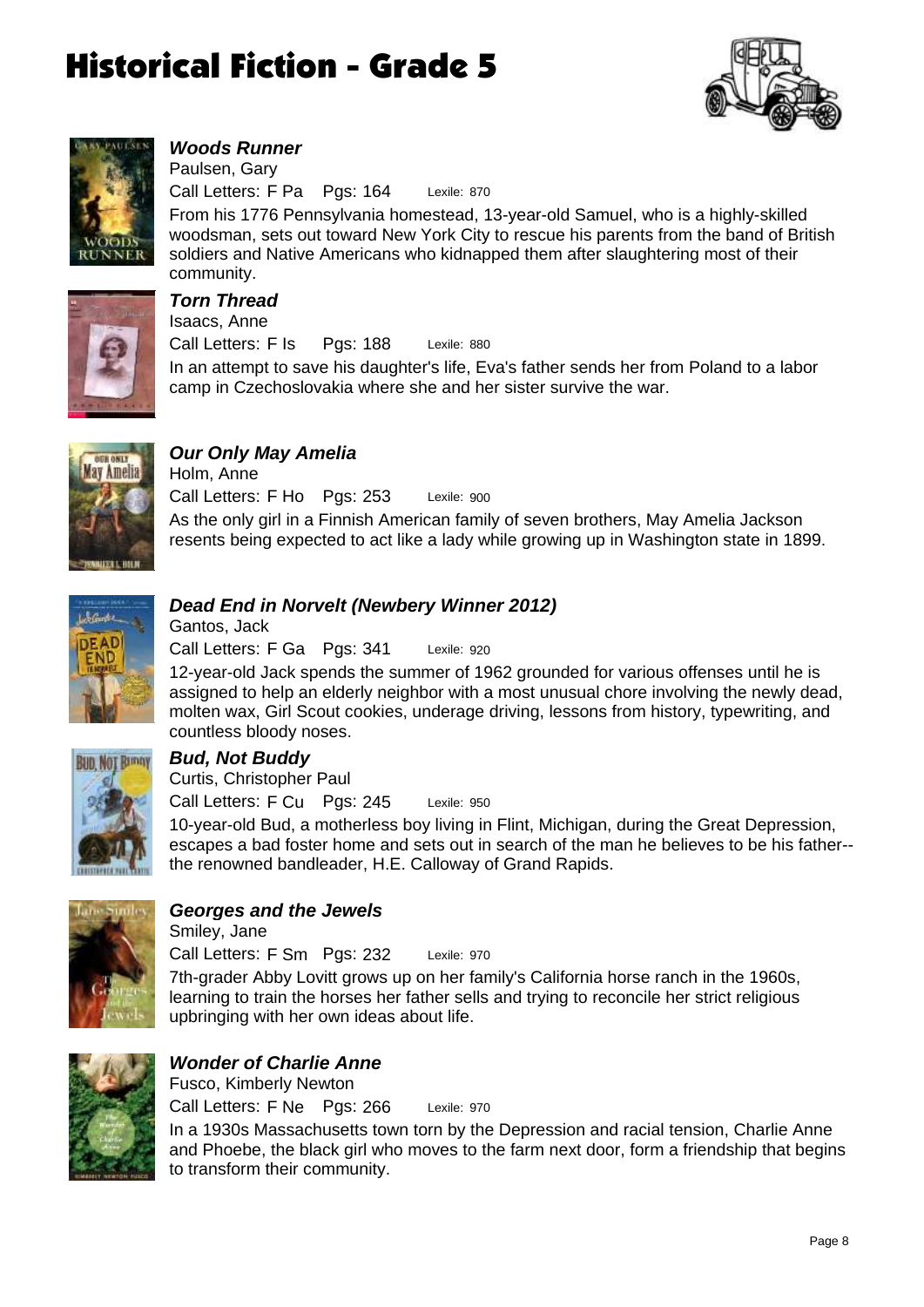# Historical Fiction - Grade 5

### *Woods Runner*

Paulsen, Gary

Call Letters: F Pa  Pgs: 164  Lexile: 870

From his 1776 Pennsylvania homestead, 13-year-old Samuel, who is a highly-skilled woodsman, sets out toward New York City to rescue his parents from the band of British soldiers and Native Americans who kidnapped them after slaughtering most of their community.

### *Torn Thread*

Isaacs, Anne

Call Letters: F Is  Pgs: 188  Lexile: 880

In an attempt to save his daughter's life, Eva's father sends her from Poland to a labor camp in Czechoslovakia where she and her sister survive the war.

### *Our Only May Amelia*

Holm, Anne

Call Letters: F Ho  Pgs: 253  Lexile: 900

As the only girl in a Finnish American family of seven brothers, May Amelia Jackson resents being expected to act like a lady while growing up in Washington state in 1899.

### *Dead End in Norvelt (Newbery Winner 2012)*

Gantos, Jack

Call Letters: F Ga  Pgs: 341  Lexile: 920

12-year-old Jack spends the summer of 1962 grounded for various offenses until he is assigned to help an elderly neighbor with a most unusual chore involving the newly dead, molten wax, Girl Scout cookies, underage driving, lessons from history, typewriting, and countless bloody noses.

### *Bud, Not Buddy*

Curtis, Christopher Paul

Call Letters: F Cu  Pgs: 245  Lexile: 950

10-year-old Bud, a motherless boy living in Flint, Michigan, during the Great Depression, escapes a bad foster home and sets out in search of the man he believes to be his father--the renowned bandleader, H.E. Calloway of Grand Rapids.

### *Georges and the Jewels*

Smiley, Jane

Call Letters: F Sm  Pgs: 232  Lexile: 970

7th-grader Abby Lovitt grows up on her family's California horse ranch in the 1960s, learning to train the horses her father sells and trying to reconcile her strict religious upbringing with her own ideas about life.

### *Wonder of Charlie Anne*

Fusco, Kimberly Newton

Call Letters: F Ne  Pgs: 266  Lexile: 970

In a 1930s Massachusetts town torn by the Depression and racial tension, Charlie Anne and Phoebe, the black girl who moves to the farm next door, form a friendship that begins to transform their community.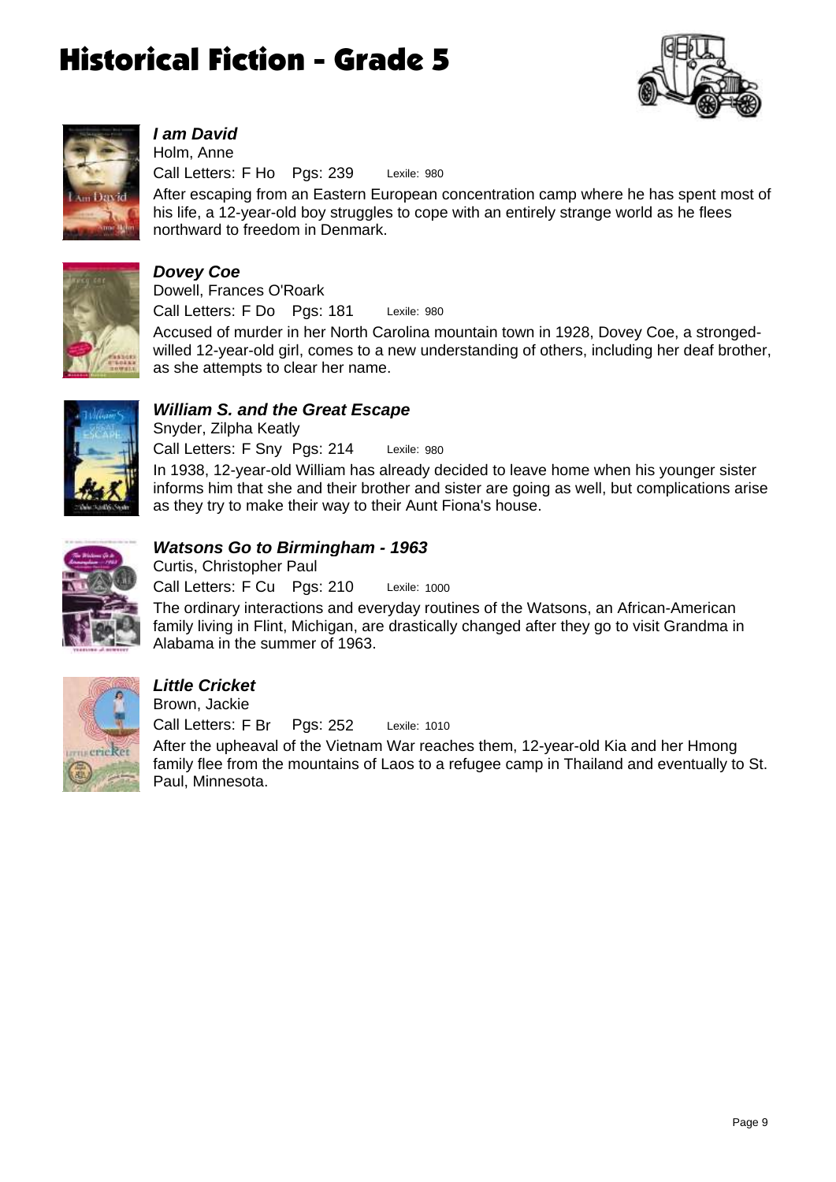# Historical Fiction - Grade 5

***I am David***
Holm, Anne
Call Letters: F Ho  Pgs: 239  Lexile: 980
After escaping from an Eastern European concentration camp where he has spent most of his life, a 12-year-old boy struggles to cope with an entirely strange world as he flees northward to freedom in Denmark.

***Dovey Coe***
Dowell, Frances O'Roark
Call Letters: F Do  Pgs: 181  Lexile: 980
Accused of murder in her North Carolina mountain town in 1928, Dovey Coe, a stronged-willed 12-year-old girl, comes to a new understanding of others, including her deaf brother, as she attempts to clear her name.

***William S. and the Great Escape***
Snyder, Zilpha Keatly
Call Letters: F Sny  Pgs: 214  Lexile: 980
In 1938, 12-year-old William has already decided to leave home when his younger sister informs him that she and their brother and sister are going as well, but complications arise as they try to make their way to their Aunt Fiona's house.

***Watsons Go to Birmingham - 1963***
Curtis, Christopher Paul
Call Letters: F Cu  Pgs: 210  Lexile: 1000
The ordinary interactions and everyday routines of the Watsons, an African-American family living in Flint, Michigan, are drastically changed after they go to visit Grandma in Alabama in the summer of 1963.

***Little Cricket***
Brown, Jackie
Call Letters: F Br  Pgs: 252  Lexile: 1010
After the upheaval of the Vietnam War reaches them, 12-year-old Kia and her Hmong family flee from the mountains of Laos to a refugee camp in Thailand and eventually to St. Paul, Minnesota.